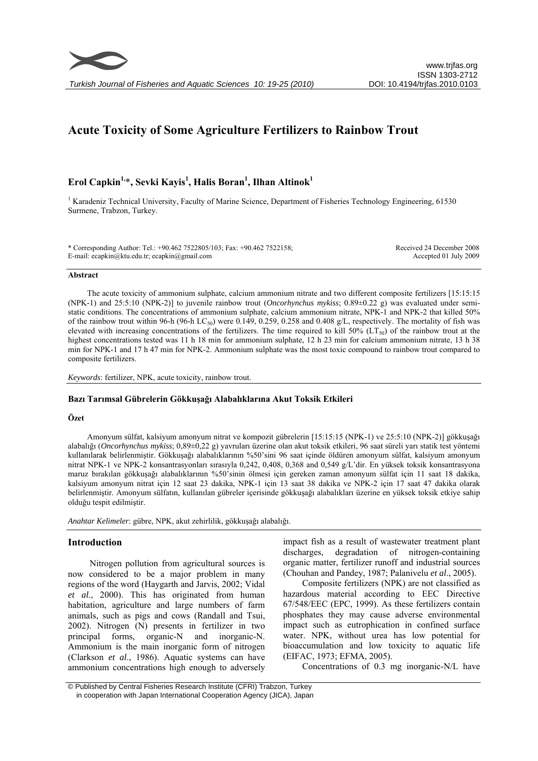# Acute Toxicity of Some Agriculture Fertilizers to Rainbow Trout

**Erol Capkin[1,*], Sevki Kayis[1], Halis Boran[1], Ilhan Altinok[1]**

[1] Karadeniz Technical University, Faculty of Marine Science, Department of Fisheries Technology Engineering, 61530 Surmene, Trabzon, Turkey.

\* Corresponding Author: Tel.: +90.462 7522805/103; Fax: +90.462 7522158;
E-mail: ecapkin@ktu.edu.tr; ecapkin@gmail.com

Received 24 December 2008
Accepted 01 July 2009

### Abstract

The acute toxicity of ammonium sulphate, calcium ammonium nitrate and two different composite fertilizers [15:15:15 (NPK-1) and 25:5:10 (NPK-2)] to juvenile rainbow trout (*Oncorhynchus mykiss*; 0.89±0.22 g) was evaluated under semi-static conditions. The concentrations of ammonium sulphate, calcium ammonium nitrate, NPK-1 and NPK-2 that killed 50% of the rainbow trout within 96-h (96-h $LC_{50}$) were 0.149, 0.259, 0.258 and 0.408 g/L, respectively. The mortality of fish was elevated with increasing concentrations of the fertilizers. The time required to kill 50% ($LT_{50}$) of the rainbow trout at the highest concentrations tested was 11 h 18 min for ammonium sulphate, 12 h 23 min for calcium ammonium nitrate, 13 h 38 min for NPK-1 and 17 h 47 min for NPK-2. Ammonium sulphate was the most toxic compound to rainbow trout compared to composite fertilizers.

*Keywords*: fertilizer, NPK, acute toxicity, rainbow trout.

### Bazı Tarımsal Gübrelerin Gökkuşağı Alabalıklarına Akut Toksik Etkileri

#### Özet

Amonyum sülfat, kalsiyum amonyum nitrat ve kompozit gübrelerin [15:15:15 (NPK-1) ve 25:5:10 (NPK-2)] gökkuşağı alabalığı (*Oncorhynchus mykiss*; 0,89±0,22 g) yavruları üzerine olan akut toksik etkileri, 96 saat süreli yarı statik test yöntemi kullanılarak belirlenmiştir. Gökkuşağı alabalıklarının %50'sini 96 saat içinde öldüren amonyum sülfat, kalsiyum amonyum nitrat NPK-1 ve NPK-2 konsantrasyonları sırasıyla 0,242, 0,408, 0,368 and 0,549 g/L'dir. En yüksek toksik konsantrasyona maruz bırakılan gökkuşağı alabalıklarının %50'sinin ölmesi için gereken zaman amonyum sülfat için 11 saat 18 dakika, kalsiyum amonyum nitrat için 12 saat 23 dakika, NPK-1 için 13 saat 38 dakika ve NPK-2 için 17 saat 47 dakika olarak belirlenmiştir. Amonyum sülfatın, kullanılan gübreler içerisinde gökkuşağı alabalıkları üzerine en yüksek toksik etkiye sahip olduğu tespit edilmiştir.

*Anahtar Kelimeler*: gübre, NPK, akut zehirlilik, gökkuşağı alabalığı.

## Introduction

Nitrogen pollution from agricultural sources is now considered to be a major problem in many regions of the word (Haygarth and Jarvis, 2002; Vidal *et al*., 2000). This has originated from human habitation, agriculture and large numbers of farm animals, such as pigs and cows (Randall and Tsui, 2002). Nitrogen (N) presents in fertilizer in two principal forms, organic-N and inorganic-N. Ammonium is the main inorganic form of nitrogen (Clarkson *et al*., 1986). Aquatic systems can have ammonium concentrations high enough to adversely impact fish as a result of wastewater treatment plant discharges, degradation of nitrogen-containing organic matter, fertilizer runoff and industrial sources (Chouhan and Pandey, 1987; Palanivelu *et al*., 2005).

Composite fertilizers (NPK) are not classified as hazardous material according to EEC Directive 67/548/EEC (EPC, 1999). As these fertilizers contain phosphates they may cause adverse environmental impact such as eutrophication in confined surface water. NPK, without urea has low potential for bioaccumulation and low toxicity to aquatic life (EIFAC, 1973; EFMA, 2005).

Concentrations of 0.3 mg inorganic-N/L have

© Published by Central Fisheries Research Institute (CFRI) Trabzon, Turkey in cooperation with Japan International Cooperation Agency (JICA), Japan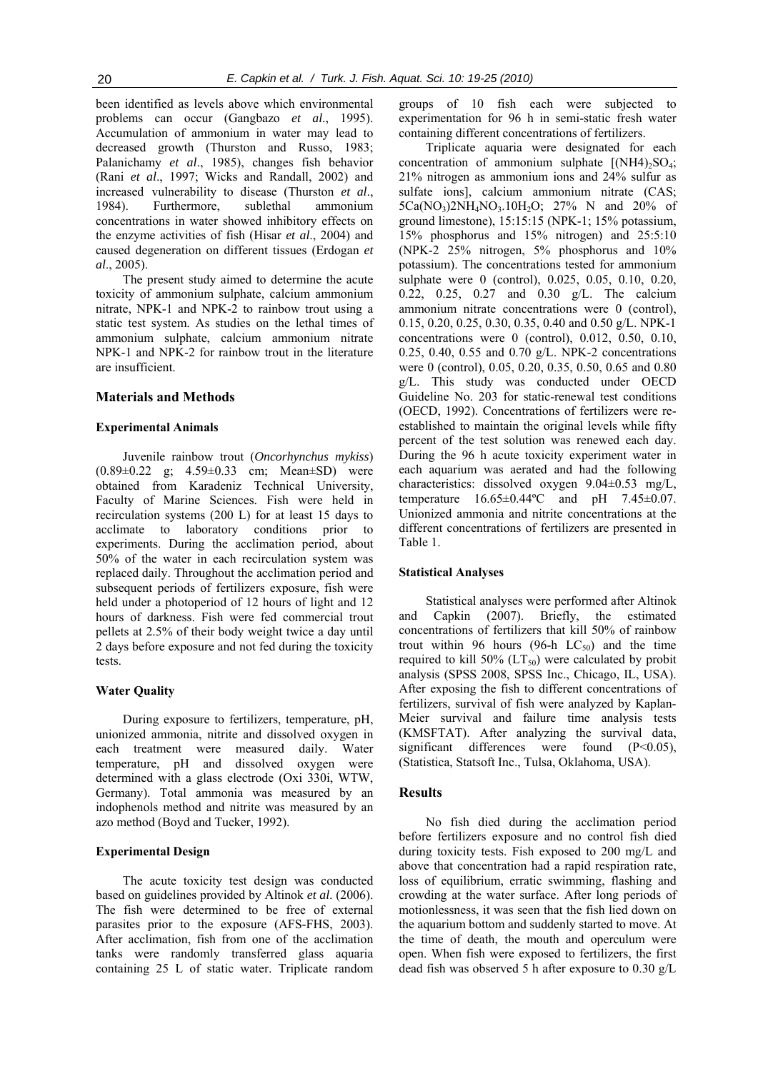been identified as levels above which environmental problems can occur (Gangbazo *et al*., 1995). Accumulation of ammonium in water may lead to decreased growth (Thurston and Russo, 1983; Palanichamy *et al*., 1985), changes fish behavior (Rani *et al*., 1997; Wicks and Randall, 2002) and increased vulnerability to disease (Thurston *et al*., 1984). Furthermore, sublethal ammonium concentrations in water showed inhibitory effects on the enzyme activities of fish (Hisar *et al*., 2004) and caused degeneration on different tissues (Erdogan *et al*., 2005).

The present study aimed to determine the acute toxicity of ammonium sulphate, calcium ammonium nitrate, NPK-1 and NPK-2 to rainbow trout using a static test system. As studies on the lethal times of ammonium sulphate, calcium ammonium nitrate NPK-1 and NPK-2 for rainbow trout in the literature are insufficient.

## Materials and Methods

### Experimental Animals

Juvenile rainbow trout (*Oncorhynchus mykiss*) (0.89±0.22 g; 4.59±0.33 cm; Mean±SD) were obtained from Karadeniz Technical University, Faculty of Marine Sciences. Fish were held in recirculation systems (200 L) for at least 15 days to acclimate to laboratory conditions prior to experiments. During the acclimation period, about 50% of the water in each recirculation system was replaced daily. Throughout the acclimation period and subsequent periods of fertilizers exposure, fish were held under a photoperiod of 12 hours of light and 12 hours of darkness. Fish were fed commercial trout pellets at 2.5% of their body weight twice a day until 2 days before exposure and not fed during the toxicity tests.

### Water Quality

During exposure to fertilizers, temperature, pH, unionized ammonia, nitrite and dissolved oxygen in each treatment were measured daily. Water temperature, pH and dissolved oxygen were determined with a glass electrode (Oxi 330i, WTW, Germany). Total ammonia was measured by an indophenols method and nitrite was measured by an azo method (Boyd and Tucker, 1992).

### Experimental Design

The acute toxicity test design was conducted based on guidelines provided by Altinok *et al*. (2006). The fish were determined to be free of external parasites prior to the exposure (AFS-FHS, 2003). After acclimation, fish from one of the acclimation tanks were randomly transferred glass aquaria containing 25 L of static water. Triplicate random groups of 10 fish each were subjected to experimentation for 96 h in semi-static fresh water containing different concentrations of fertilizers.

Triplicate aquaria were designated for each concentration of ammonium sulphate [$(NH4)_2SO_4$; 21% nitrogen as ammonium ions and 24% sulfur as sulfate ions], calcium ammonium nitrate (CAS; $5Ca(NO_3)2NH_4NO_3.10H_2O$; 27% N and 20% of ground limestone), 15:15:15 (NPK-1; 15% potassium, 15% phosphorus and 15% nitrogen) and 25:5:10 (NPK-2 25% nitrogen, 5% phosphorus and 10% potassium). The concentrations tested for ammonium sulphate were 0 (control), 0.025, 0.05, 0.10, 0.20, 0.22, 0.25, 0.27 and 0.30 g/L. The calcium ammonium nitrate concentrations were 0 (control), 0.15, 0.20, 0.25, 0.30, 0.35, 0.40 and 0.50 g/L. NPK-1 concentrations were 0 (control), 0.012, 0.50, 0.10, 0.25, 0.40, 0.55 and 0.70 g/L. NPK-2 concentrations were 0 (control), 0.05, 0.20, 0.35, 0.50, 0.65 and 0.80 g/L. This study was conducted under OECD Guideline No. 203 for static-renewal test conditions (OECD, 1992). Concentrations of fertilizers were re-established to maintain the original levels while fifty percent of the test solution was renewed each day. During the 96 h acute toxicity experiment water in each aquarium was aerated and had the following characteristics: dissolved oxygen 9.04±0.53 mg/L, temperature 16.65±0.44ºC and pH 7.45±0.07. Unionized ammonia and nitrite concentrations at the different concentrations of fertilizers are presented in Table 1.

### Statistical Analyses

Statistical analyses were performed after Altinok and Capkin (2007). Briefly, the estimated concentrations of fertilizers that kill 50% of rainbow trout within 96 hours (96-h $LC_{50}$) and the time required to kill 50% ($LT_{50}$) were calculated by probit analysis (SPSS 2008, SPSS Inc., Chicago, IL, USA). After exposing the fish to different concentrations of fertilizers, survival of fish were analyzed by Kaplan-Meier survival and failure time analysis tests (KMSFTAT). After analyzing the survival data, significant differences were found ($P<0.05$), (Statistica, Statsoft Inc., Tulsa, Oklahoma, USA).

## Results

No fish died during the acclimation period before fertilizers exposure and no control fish died during toxicity tests. Fish exposed to 200 mg/L and above that concentration had a rapid respiration rate, loss of equilibrium, erratic swimming, flashing and crowding at the water surface. After long periods of motionlessness, it was seen that the fish lied down on the aquarium bottom and suddenly started to move. At the time of death, the mouth and operculum were open. When fish were exposed to fertilizers, the first dead fish was observed 5 h after exposure to 0.30 g/L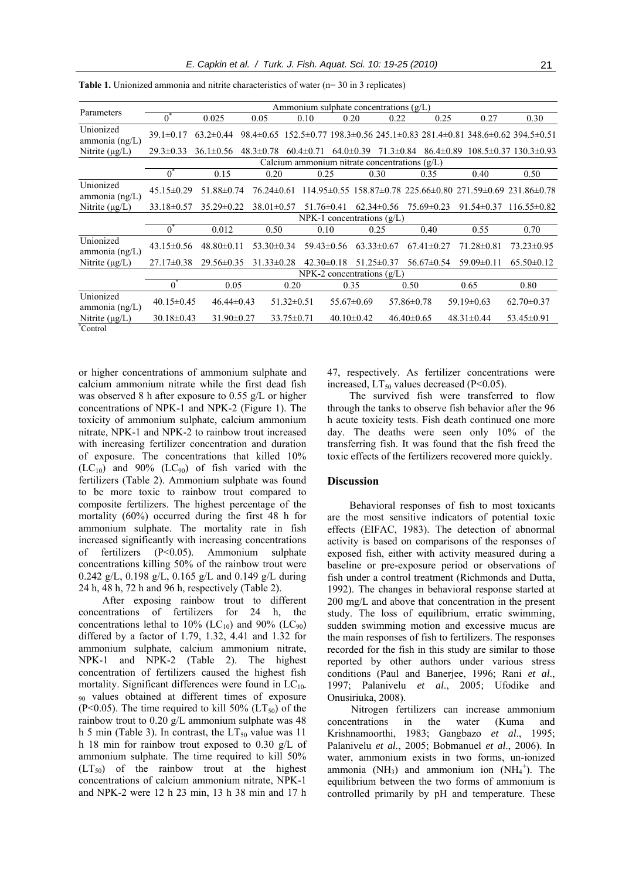**Table 1.** Unionized ammonia and nitrite characteristics of water (n= 30 in 3 replicates)

| Parameters | Ammonium sulphate concentrations (g/L) | | | | | | | |
|---|---|---|---|---|---|---|---|---|
| | 0* | 0.025 | 0.05 | 0.10 | 0.20 | 0.25 | 0.27 | 0.30 |
| Unionized ammonia (ng/L) | 39.1±0.17 | 63.2±0.44 | 98.4±0.65 | 152.5±0.77 | 198.3±0.56 | 245.1±0.83 | 281.4±0.81 | 348.6±0.62 | 394.5±0.51 |
| Nitrite (µg/L) | 29.3±0.33 | 36.1±0.56 | 48.3±0.78 | 60.4±0.71 | 64.0±0.39 | 71.3±0.84 | 86.4±0.89 | 108.5±0.37 | 130.3±0.93 |
| | Calcium ammonium nitrate concentrations (g/L) | | | | | | | |
| | 0* | 0.15 | 0.20 | 0.25 | 0.30 | 0.35 | 0.40 | 0.50 |
| Unionized ammonia (ng/L) | 45.15±0.29 | 51.88±0.74 | 76.24±0.61 | 114.95±0.55 | 158.87±0.78 | 225.66±0.80 | 271.59±0.69 | 231.86±0.78 |
| Nitrite (µg/L) | 33.18±0.57 | 35.29±0.22 | 38.01±0.57 | 51.76±0.41 | 62.34±0.56 | 75.69±0.23 | 91.54±0.37 | 116.55±0.82 |
| | NPK-1 concentrations (g/L) | | | | | | | |
| | 0* | 0.012 | 0.50 | 0.10 | 0.25 | 0.40 | 0.55 | 0.70 |
| Unionized ammonia (ng/L) | 43.15±0.56 | 48.80±0.11 | 53.30±0.34 | 59.43±0.56 | 63.33±0.67 | 67.41±0.27 | 71.28±0.81 | 73.23±0.95 |
| Nitrite (µg/L) | 27.17±0.38 | 29.56±0.35 | 31.33±0.28 | 42.30±0.18 | 51.25±0.37 | 56.67±0.54 | 59.09±0.11 | 65.50±0.12 |
| | NPK-2 concentrations (g/L) | | | | | | | |
| | 0* | 0.05 | 0.20 | 0.35 | 0.50 | 0.65 | 0.80 | |
| Unionized ammonia (ng/L) | 40.15±0.45 | 46.44±0.43 | 51.32±0.51 | 55.67±0.69 | 57.86±0.78 | 59.19±0.63 | 62.70±0.37 | |
| Nitrite (µg/L) | 30.18±0.43 | 31.90±0.27 | 33.75±0.71 | 40.10±0.42 | 46.40±0.65 | 48.31±0.44 | 53.45±0.91 | |

*Control

or higher concentrations of ammonium sulphate and calcium ammonium nitrate while the first dead fish was observed 8 h after exposure to 0.55 g/L or higher concentrations of NPK-1 and NPK-2 (Figure 1). The toxicity of ammonium sulphate, calcium ammonium nitrate, NPK-1 and NPK-2 to rainbow trout increased with increasing fertilizer concentration and duration of exposure. The concentrations that killed 10% ($LC_{10}$) and 90% ($LC_{90}$) of fish varied with the fertilizers (Table 2). Ammonium sulphate was found to be more toxic to rainbow trout compared to composite fertilizers. The highest percentage of the mortality (60%) occurred during the first 48 h for ammonium sulphate. The mortality rate in fish increased significantly with increasing concentrations of fertilizers ($P<0.05$). Ammonium sulphate concentrations killing 50% of the rainbow trout were 0.242 g/L, 0.198 g/L, 0.165 g/L and 0.149 g/L during 24 h, 48 h, 72 h and 96 h, respectively (Table 2).

After exposing rainbow trout to different concentrations of fertilizers for 24 h, the concentrations lethal to 10% ($LC_{10}$) and 90% ($LC_{90}$) differed by a factor of 1.79, 1.32, 4.41 and 1.32 for ammonium sulphate, calcium ammonium nitrate, NPK-1 and NPK-2 (Table 2). The highest concentration of fertilizers caused the highest fish mortality. Significant differences were found in $LC_{10-90}$ values obtained at different times of exposure ($P<0.05$). The time required to kill 50% ($LT_{50}$) of the rainbow trout to 0.20 g/L ammonium sulphate was 48 h 5 min (Table 3). In contrast, the $LT_{50}$ value was 11 h 18 min for rainbow trout exposed to 0.30 g/L of ammonium sulphate. The time required to kill 50% ($LT_{50}$) of the rainbow trout at the highest concentrations of calcium ammonium nitrate, NPK-1 and NPK-2 were 12 h 23 min, 13 h 38 min and 17 h 47, respectively. As fertilizer concentrations were increased, $LT_{50}$ values decreased ($P<0.05$).

The survived fish were transferred to flow through the tanks to observe fish behavior after the 96 h acute toxicity tests. Fish death continued one more day. The deaths were seen only 10% of the transferring fish. It was found that the fish freed the toxic effects of the fertilizers recovered more quickly.

## Discussion

Behavioral responses of fish to most toxicants are the most sensitive indicators of potential toxic effects (EIFAC, 1983). The detection of abnormal activity is based on comparisons of the responses of exposed fish, either with activity measured during a baseline or pre-exposure period or observations of fish under a control treatment (Richmonds and Dutta, 1992). The changes in behavioral response started at 200 mg/L and above that concentration in the present study. The loss of equilibrium, erratic swimming, sudden swimming motion and excessive mucus are the main responses of fish to fertilizers. The responses recorded for the fish in this study are similar to those reported by other authors under various stress conditions (Paul and Banerjee, 1996; Rani *et al*., 1997; Palanivelu *et al*., 2005; Ufodike and Onusiriuka, 2008).

Nitrogen fertilizers can increase ammonium concentrations in the water (Kuma and Krishnamoorthi, 1983; Gangbazo *et al*., 1995; Palanivelu *et al.*, 2005; Bobmanuel *et al*., 2006). In water, ammonium exists in two forms, un-ionized ammonia ($NH_3$) and ammonium ion ($NH_4^+$). The equilibrium between the two forms of ammonium is controlled primarily by pH and temperature. These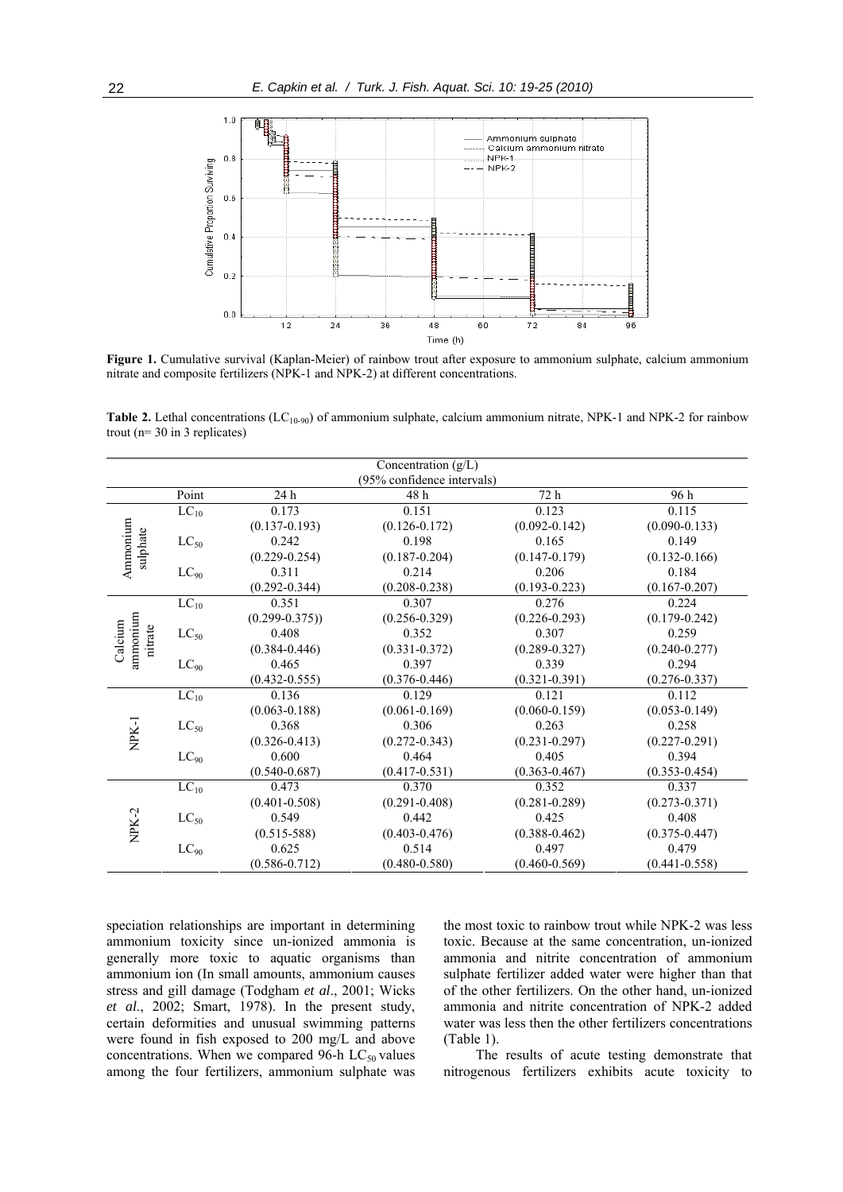1.0
0.8
0.6
0.4
0.2
0.0
Cumulative Proportion Surviving
12 24 36 48 60 72 84 96
Time (h)
Ammonium sulphate
Calcium ammonium nitrate
NPK-1
NPK-2

**Figure 1.** Cumulative survival (Kaplan-Meier) of rainbow trout after exposure to ammonium sulphate, calcium ammonium nitrate and composite fertilizers (NPK-1 and NPK-2) at different concentrations.

**Table 2.** Lethal concentrations ($LC_{10-90}$) of ammonium sulphate, calcium ammonium nitrate, NPK-1 and NPK-2 for rainbow trout (n= 30 in 3 replicates)

| | | Concentration (g/L) (95% confidence intervals) | | | |
|---|---|---|---|---|---|
| | Point | 24 h | 48 h | 72 h | 96 h |
| Ammonium sulphate | $LC_{10}$ | 0.173 (0.137-0.193) | 0.151 (0.126-0.172) | 0.123 (0.092-0.142) | 0.115 (0.090-0.133) |
| | $LC_{50}$ | 0.242 (0.229-0.254) | 0.198 (0.187-0.204) | 0.165 (0.147-0.179) | 0.149 (0.132-0.166) |
| | $LC_{90}$ | 0.311 (0.292-0.344) | 0.214 (0.208-0.238) | 0.206 (0.193-0.223) | 0.184 (0.167-0.207) |
| Calcium ammonium nitrate | $LC_{10}$ | 0.351 (0.299-0.375)) | 0.307 (0.256-0.329) | 0.276 (0.226-0.293) | 0.224 (0.179-0.242) |
| | $LC_{50}$ | 0.408 (0.384-0.446) | 0.352 (0.331-0.372) | 0.307 (0.289-0.327) | 0.259 (0.240-0.277) |
| | $LC_{90}$ | 0.465 (0.432-0.555) | 0.397 (0.376-0.446) | 0.339 (0.321-0.391) | 0.294 (0.276-0.337) |
| NPK-1 | $LC_{10}$ | 0.136 (0.063-0.188) | 0.129 (0.061-0.169) | 0.121 (0.060-0.159) | 0.112 (0.053-0.149) |
| | $LC_{50}$ | 0.368 (0.326-0.413) | 0.306 (0.272-0.343) | 0.263 (0.231-0.297) | 0.258 (0.227-0.291) |
| | $LC_{90}$ | 0.600 (0.540-0.687) | 0.464 (0.417-0.531) | 0.405 (0.363-0.467) | 0.394 (0.353-0.454) |
| NPK-2 | $LC_{10}$ | 0.473 (0.401-0.508) | 0.370 (0.291-0.408) | 0.352 (0.281-0.289) | 0.337 (0.273-0.371) |
| | $LC_{50}$ | 0.549 (0.515-588) | 0.442 (0.403-0.476) | 0.425 (0.388-0.462) | 0.408 (0.375-0.447) |
| | $LC_{90}$ | 0.625 (0.586-0.712) | 0.514 (0.480-0.580) | 0.497 (0.460-0.569) | 0.479 (0.441-0.558) |

speciation relationships are important in determining ammonium toxicity since un-ionized ammonia is generally more toxic to aquatic organisms than ammonium ion (In small amounts, ammonium causes stress and gill damage (Todgham *et al*., 2001; Wicks *et al*., 2002; Smart, 1978). In the present study, certain deformities and unusual swimming patterns were found in fish exposed to 200 mg/L and above concentrations. When we compared 96-h $LC_{50}$ values among the four fertilizers, ammonium sulphate was the most toxic to rainbow trout while NPK-2 was less toxic. Because at the same concentration, un-ionized ammonia and nitrite concentration of ammonium sulphate fertilizer added water were higher than that of the other fertilizers. On the other hand, un-ionized ammonia and nitrite concentration of NPK-2 added water was less then the other fertilizers concentrations (Table 1).

The results of acute testing demonstrate that nitrogenous fertilizers exhibits acute toxicity to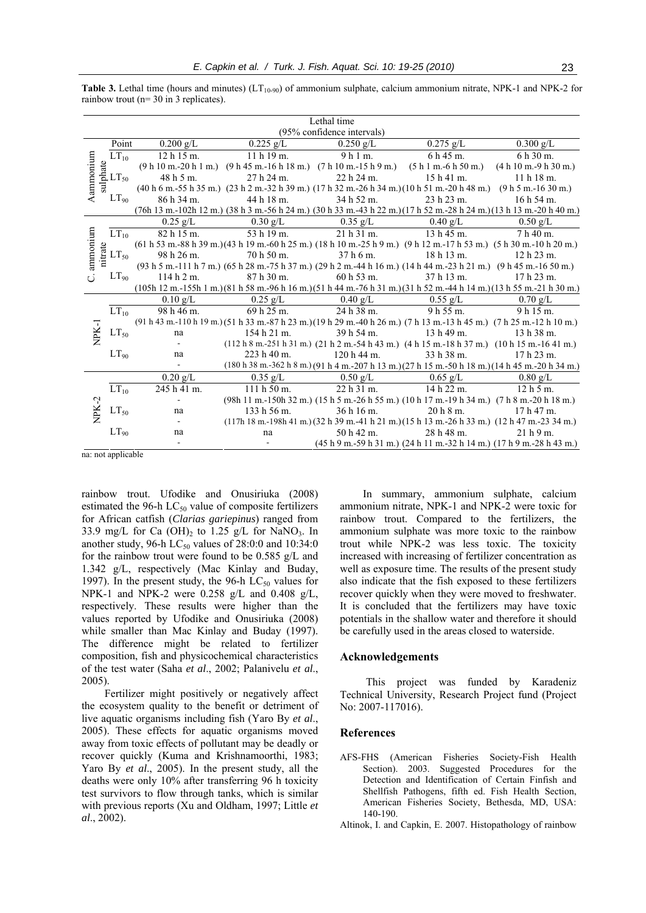**Table 3.** Lethal time (hours and minutes) ($LT_{10\text{-}90}$) of ammonium sulphate, calcium ammonium nitrate, NPK-1 and NPK-2 for rainbow trout (n= 30 in 3 replicates).

| | | Lethal time (95% confidence intervals) | | | | |
|---|---|---|---|---|---|---|
| | Point | 0.200 g/L | 0.225 g/L | 0.250 g/L | 0.275 g/L | 0.300 g/L |
| Aammonium sulphate | $LT_{10}$ | 12 h 15 m. | 11 h 19 m. | 9 h 1 m. | 6 h 45 m. | 6 h 30 m. |
| | | (9 h 10 m.-20 h 1 m.) | (9 h 45 m.-16 h 18 m.) | (7 h 10 m.-15 h 9 m.) | (5 h 1 m.-6 h 50 m.) | (4 h 10 m.-9 h 30 m.) |
| | $LT_{50}$ | 48 h 5 m. | 27 h 24 m. | 22 h 24 m. | 15 h 41 m. | 11 h 18 m. |
| | | (40 h 6 m.-55 h 35 m.) | (23 h 2 m.-32 h 39 m.) | (17 h 32 m.-26 h 34 m.) | (10 h 51 m.-20 h 48 m.) | (9 h 5 m.-16 30 m.) |
| | $LT_{90}$ | 86 h 34 m. | 44 h 18 m. | 34 h 52 m. | 23 h 23 m. | 16 h 54 m. |
| | | (76h 13 m.-102h 12 m.) | (38 h 3 m.-56 h 24 m.) | (30 h 33 m.-43 h 22 m.) | (17 h 52 m.-28 h 24 m.) | (13 h 13 m.-20 h 40 m.) |
| | | 0.25 g/L | 0.30 g/L | 0.35 g/L | 0.40 g/L | 0.50 g/L |
| C. ammonium nitrate | $LT_{10}$ | 82 h 15 m. | 53 h 19 m. | 21 h 31 m. | 13 h 45 m. | 7 h 40 m. |
| | | (61 h 53 m.-88 h 39 m.) | (43 h 19 m.-60 h 25 m.) | (18 h 10 m.-25 h 9 m.) | (9 h 12 m.-17 h 53 m.) | (5 h 30 m.-10 h 20 m.) |
| | $LT_{50}$ | 98 h 26 m. | 70 h 50 m. | 37 h 6 m. | 18 h 13 m. | 12 h 23 m. |
| | | (93 h 5 m.-111 h 7 m.) | (65 h 28 m.-75 h 37 m.) | (29 h 2 m.-44 h 16 m.) | (14 h 44 m.-23 h 21 m.) | (9 h 45 m.-16 50 m.) |
| | $LT_{90}$ | 114 h 2 m. | 87 h 30 m. | 60 h 53 m. | 37 h 13 m. | 17 h 23 m. |
| | | (105h 12 m.-155h 1 m.) | (81 h 58 m.-96 h 16 m.) | (51 h 44 m.-76 h 31 m.) | (31 h 52 m.-44 h 14 m.) | (13 h 55 m.-21 h 30 m.) |
| | | 0.10 g/L | 0.25 g/L | 0.40 g/L | 0.55 g/L | 0.70 g/L |
| NPK-1 | $LT_{10}$ | 98 h 46 m. | 69 h 25 m. | 24 h 38 m. | 9 h 55 m. | 9 h 15 m. |
| | | (91 h 43 m.-110 h 19 m.) | (51 h 33 m.-87 h 23 m.) | (19 h 29 m.-40 h 26 m.) | (7 h 13 m.-13 h 45 m.) | (7 h 25 m.-12 h 10 m.) |
| | $LT_{50}$ | na | 154 h 21 m. | 39 h 54 m. | 13 h 49 m. | 13 h 38 m. |
| | | - | (112 h 8 m.-251 h 31 m.) | (21 h 2 m.-54 h 43 m.) | (4 h 15 m.-18 h 37 m.) | (10 h 15 m.-16 41 m.) |
| | $LT_{90}$ | na | 223 h 40 m. | 120 h 44 m. | 33 h 38 m. | 17 h 23 m. |
| | | - | (180 h 38 m.-362 h 8 m.) | (91 h 4 m.-207 h 13 m.) | (27 h 15 m.-50 h 18 m.) | (14 h 45 m.-20 h 34 m.) |
| | | 0.20 g/L | 0.35 g/L | 0.50 g/L | 0.65 g/L | 0.80 g/L |
| NPK-2 | $LT_{10}$ | 245 h 41 m. | 111 h 50 m. | 22 h 31 m. | 14 h 22 m. | 12 h 5 m. |
| | | - | (98h 11 m.-150h 32 m.) | (15 h 5 m.-26 h 55 m.) | (10 h 17 m.-19 h 34 m.) | (7 h 8 m.-20 h 18 m.) |
| | $LT_{50}$ | na | 133 h 56 m. | 36 h 16 m. | 20 h 8 m. | 17 h 47 m. |
| | | - | (117h 18 m.-198h 41 m.) | (32 h 39 m.-41 h 21 m.) | (15 h 13 m.-26 h 33 m.) | (12 h 47 m.-23 34 m.) |
| | $LT_{90}$ | na | na | 50 h 42 m. | 28 h 48 m. | 21 h 9 m. |
| | | - | - | (45 h 9 m.-59 h 31 m.) | (24 h 11 m.-32 h 14 m.) | (17 h 9 m.-28 h 43 m.) |

na: not applicable

rainbow trout. Ufodike and Onusiriuka (2008) estimated the 96-h $LC_{50}$ value of composite fertilizers for African catfish (*Clarias gariepinus*) ranged from 33.9 mg/L for Ca $(OH)_2$ to 1.25 g/L for $NaNO_3$. In another study, 96-h $LC_{50}$ values of 28:0:0 and 10:34:0 for the rainbow trout were found to be 0.585 g/L and 1.342 g/L, respectively (Mac Kinlay and Buday, 1997). In the present study, the 96-h $LC_{50}$ values for NPK-1 and NPK-2 were 0.258 g/L and 0.408 g/L, respectively. These results were higher than the values reported by Ufodike and Onusiriuka (2008) while smaller than Mac Kinlay and Buday (1997). The difference might be related to fertilizer composition, fish and physicochemical characteristics of the test water (Saha *et al*., 2002; Palanivelu *et al*., 2005).

Fertilizer might positively or negatively affect the ecosystem quality to the benefit or detriment of live aquatic organisms including fish (Yaro By *et al*., 2005). These effects for aquatic organisms moved away from toxic effects of pollutant may be deadly or recover quickly (Kuma and Krishnamoorthi, 1983; Yaro By *et al*., 2005). In the present study, all the deaths were only 10% after transferring 96 h toxicity test survivors to flow through tanks, which is similar with previous reports (Xu and Oldham, 1997; Little *et al*., 2002).

In summary, ammonium sulphate, calcium ammonium nitrate, NPK-1 and NPK-2 were toxic for rainbow trout. Compared to the fertilizers, the ammonium sulphate was more toxic to the rainbow trout while NPK-2 was less toxic. The toxicity increased with increasing of fertilizer concentration as well as exposure time. The results of the present study also indicate that the fish exposed to these fertilizers recover quickly when they were moved to freshwater. It is concluded that the fertilizers may have toxic potentials in the shallow water and therefore it should be carefully used in the areas closed to waterside.

## Acknowledgements

This project was funded by Karadeniz Technical University, Research Project fund (Project No: 2007-117016).

## References

AFS-FHS (American Fisheries Society-Fish Health Section). 2003. Suggested Procedures for the Detection and Identification of Certain Finfish and Shellfish Pathogens, fifth ed. Fish Health Section, American Fisheries Society, Bethesda, MD, USA: 140-190.

Altinok, I. and Capkin, E. 2007. Histopathology of rainbow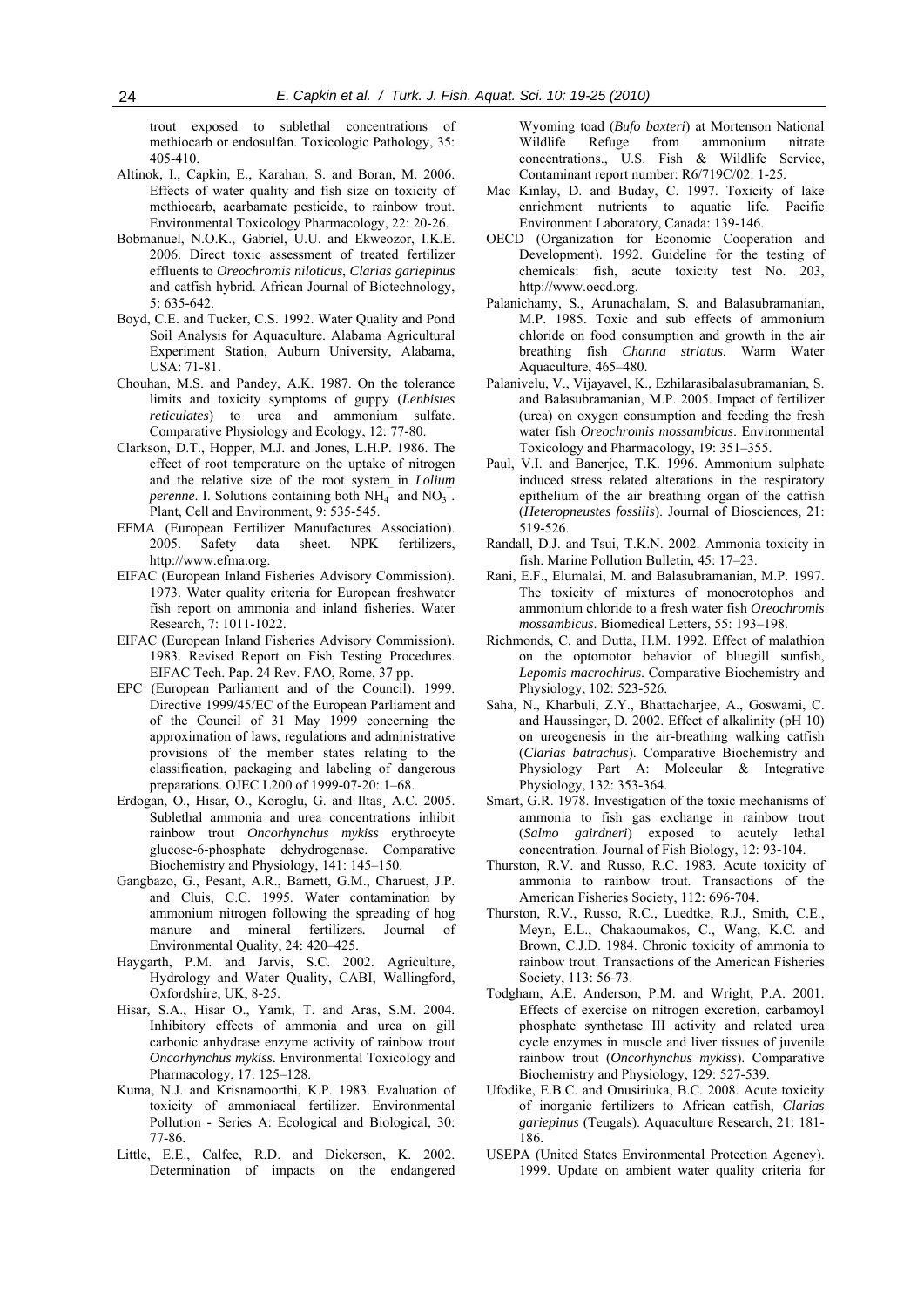trout exposed to sublethal concentrations of methiocarb or endosulfan. Toxicologic Pathology, 35: 405-410.

Altinok, I., Capkin, E., Karahan, S. and Boran, M. 2006. Effects of water quality and fish size on toxicity of methiocarb, acarbamate pesticide, to rainbow trout. Environmental Toxicology Pharmacology, 22: 20-26.

Bobmanuel, N.O.K., Gabriel, U.U. and Ekweozor, I.K.E. 2006. Direct toxic assessment of treated fertilizer effluents to *Oreochromis niloticus*, *Clarias gariepinus* and catfish hybrid. African Journal of Biotechnology, 5: 635-642.

Boyd, C.E. and Tucker, C.S. 1992. Water Quality and Pond Soil Analysis for Aquaculture. Alabama Agricultural Experiment Station, Auburn University, Alabama, USA: 71-81.

Chouhan, M.S. and Pandey, A.K. 1987. On the tolerance limits and toxicity symptoms of guppy (*Lenbistes reticulates*) to urea and ammonium sulfate. Comparative Physiology and Ecology, 12: 77-80.

Clarkson, D.T., Hopper, M.J. and Jones, L.H.P. 1986. The effect of root temperature on the uptake of nitrogen and the relative size of the root system in *Lolium perenne*. I. Solutions containing both $NH_4^+$ and $NO_3^-$. Plant, Cell and Environment, 9: 535-545.

EFMA (European Fertilizer Manufactures Association). 2005. Safety data sheet. NPK fertilizers, http://www.efma.org.

EIFAC (European Inland Fisheries Advisory Commission). 1973. Water quality criteria for European freshwater fish report on ammonia and inland fisheries. Water Research, 7: 1011-1022.

EIFAC (European Inland Fisheries Advisory Commission). 1983. Revised Report on Fish Testing Procedures. EIFAC Tech. Pap. 24 Rev. FAO, Rome, 37 pp.

EPC (European Parliament and of the Council). 1999. Directive 1999/45/EC of the European Parliament and of the Council of 31 May 1999 concerning the approximation of laws, regulations and administrative provisions of the member states relating to the classification, packaging and labeling of dangerous preparations. OJEC L200 of 1999-07-20: 1–68.

Erdogan, O., Hisar, O., Koroglu, G. and Iltas, A.C. 2005. Sublethal ammonia and urea concentrations inhibit rainbow trout *Oncorhynchus mykiss* erythrocyte glucose-6-phosphate dehydrogenase. Comparative Biochemistry and Physiology, 141: 145–150.

Gangbazo, G., Pesant, A.R., Barnett, G.M., Charuest, J.P. and Cluis, C.C. 1995. Water contamination by ammonium nitrogen following the spreading of hog manure and mineral fertilizers. Journal of Environmental Quality, 24: 420–425.

Haygarth, P.M. and Jarvis, S.C. 2002. Agriculture, Hydrology and Water Quality, CABI, Wallingford, Oxfordshire, UK, 8-25.

Hisar, S.A., Hisar O., Yanık, T. and Aras, S.M. 2004. Inhibitory effects of ammonia and urea on gill carbonic anhydrase enzyme activity of rainbow trout *Oncorhynchus mykiss*. Environmental Toxicology and Pharmacology, 17: 125–128.

Kuma, N.J. and Krisnamoorthi, K.P. 1983. Evaluation of toxicity of ammoniacal fertilizer. Environmental Pollution - Series A: Ecological and Biological, 30: 77-86.

Little, E.E., Calfee, R.D. and Dickerson, K. 2002. Determination of impacts on the endangered Wyoming toad (*Bufo baxteri*) at Mortenson National Wildlife Refuge from ammonium nitrate concentrations., U.S. Fish & Wildlife Service, Contaminant report number: R6/719C/02: 1-25.

Mac Kinlay, D. and Buday, C. 1997. Toxicity of lake enrichment nutrients to aquatic life. Pacific Environment Laboratory, Canada: 139-146.

OECD (Organization for Economic Cooperation and Development). 1992. Guideline for the testing of chemicals: fish, acute toxicity test No. 203, http://www.oecd.org.

Palanichamy, S., Arunachalam, S. and Balasubramanian, M.P. 1985. Toxic and sub effects of ammonium chloride on food consumption and growth in the air breathing fish *Channa striatus*. Warm Water Aquaculture, 465–480.

Palanivelu, V., Vijayavel, K., Ezhilarasibalasubramanian, S. and Balasubramanian, M.P. 2005. Impact of fertilizer (urea) on oxygen consumption and feeding the fresh water fish *Oreochromis mossambicus*. Environmental Toxicology and Pharmacology, 19: 351–355.

Paul, V.I. and Banerjee, T.K. 1996. Ammonium sulphate induced stress related alterations in the respiratory epithelium of the air breathing organ of the catfish (*Heteropneustes fossilis*). Journal of Biosciences, 21: 519-526.

Randall, D.J. and Tsui, T.K.N. 2002. Ammonia toxicity in fish. Marine Pollution Bulletin, 45: 17–23.

Rani, E.F., Elumalai, M. and Balasubramanian, M.P. 1997. The toxicity of mixtures of monocrotophos and ammonium chloride to a fresh water fish *Oreochromis mossambicus*. Biomedical Letters, 55: 193–198.

Richmonds, C. and Dutta, H.M. 1992. Effect of malathion on the optomotor behavior of bluegill sunfish, *Lepomis macrochirus*. Comparative Biochemistry and Physiology, 102: 523-526.

Saha, N., Kharbuli, Z.Y., Bhattacharjee, A., Goswami, C. and Haussinger, D. 2002. Effect of alkalinity (pH 10) on ureogenesis in the air-breathing walking catfish (*Clarias batrachus*). Comparative Biochemistry and Physiology Part A: Molecular & Integrative Physiology, 132: 353-364.

Smart, G.R. 1978. Investigation of the toxic mechanisms of ammonia to fish gas exchange in rainbow trout (*Salmo gairdneri*) exposed to acutely lethal concentration. Journal of Fish Biology, 12: 93-104.

Thurston, R.V. and Russo, R.C. 1983. Acute toxicity of ammonia to rainbow trout. Transactions of the American Fisheries Society, 112: 696-704.

Thurston, R.V., Russo, R.C., Luedtke, R.J., Smith, C.E., Meyn, E.L., Chakaoumakos, C., Wang, K.C. and Brown, C.J.D. 1984. Chronic toxicity of ammonia to rainbow trout. Transactions of the American Fisheries Society, 113: 56-73.

Todgham, A.E. Anderson, P.M. and Wright, P.A. 2001. Effects of exercise on nitrogen excretion, carbamoyl phosphate synthetase III activity and related urea cycle enzymes in muscle and liver tissues of juvenile rainbow trout (*Oncorhynchus mykiss*). Comparative Biochemistry and Physiology, 129: 527-539.

Ufodike, E.B.C. and Onusiriuka, B.C. 2008. Acute toxicity of inorganic fertilizers to African catfish, *Clarias gariepinus* (Teugals). Aquaculture Research, 21: 181-186.

USEPA (United States Environmental Protection Agency). 1999. Update on ambient water quality criteria for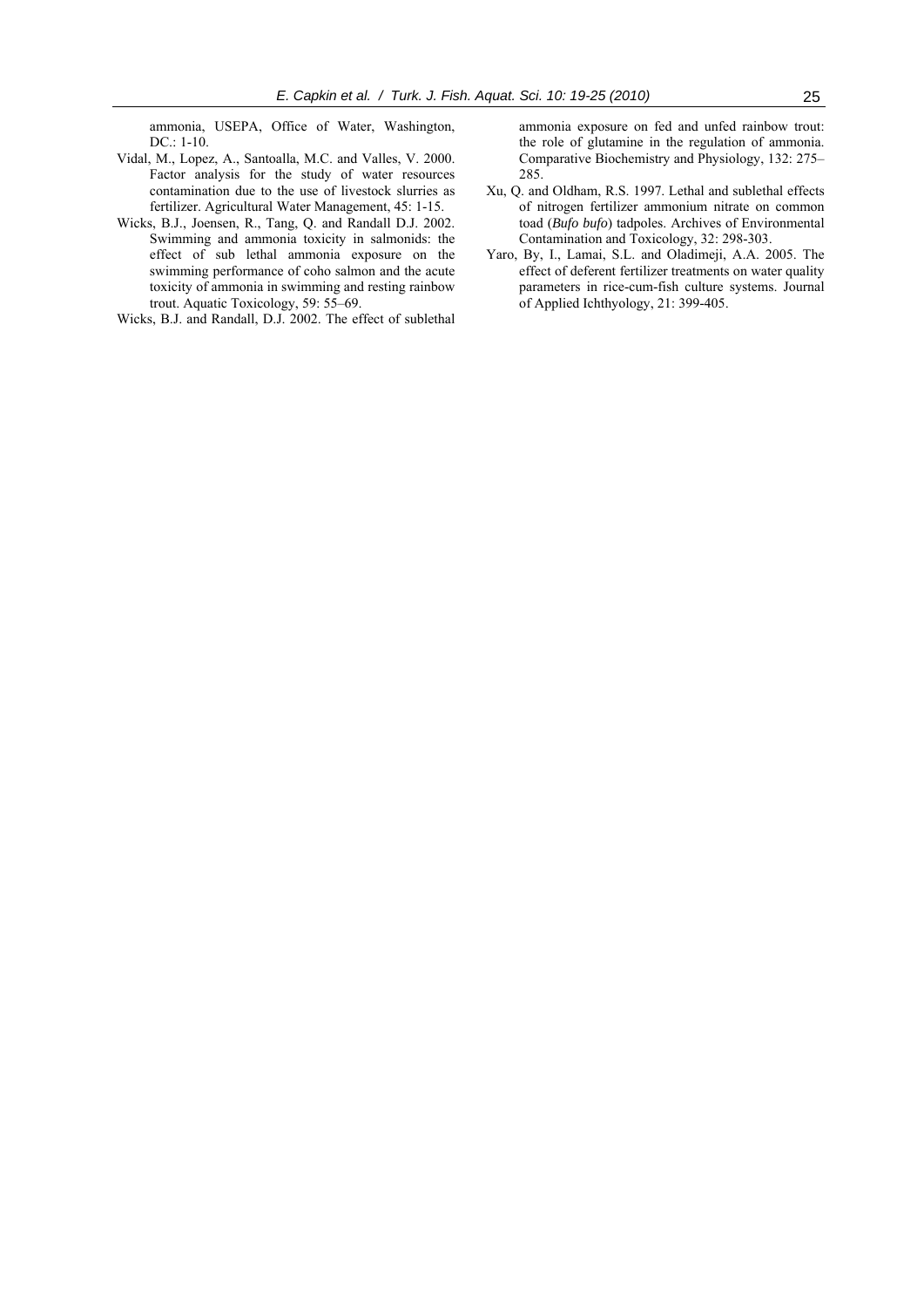ammonia, USEPA, Office of Water, Washington, DC.: 1-10.

Vidal, M., Lopez, A., Santoalla, M.C. and Valles, V. 2000. Factor analysis for the study of water resources contamination due to the use of livestock slurries as fertilizer. Agricultural Water Management, 45: 1-15.

Wicks, B.J., Joensen, R., Tang, Q. and Randall D.J. 2002. Swimming and ammonia toxicity in salmonids: the effect of sub lethal ammonia exposure on the swimming performance of coho salmon and the acute toxicity of ammonia in swimming and resting rainbow trout. Aquatic Toxicology, 59: 55–69.

Wicks, B.J. and Randall, D.J. 2002. The effect of sublethal ammonia exposure on fed and unfed rainbow trout: the role of glutamine in the regulation of ammonia. Comparative Biochemistry and Physiology, 132: 275–285.

Xu, Q. and Oldham, R.S. 1997. Lethal and sublethal effects of nitrogen fertilizer ammonium nitrate on common toad (*Bufo bufo*) tadpoles. Archives of Environmental Contamination and Toxicology, 32: 298-303.

Yaro, By, I., Lamai, S.L. and Oladimeji, A.A. 2005. The effect of deferent fertilizer treatments on water quality parameters in rice-cum-fish culture systems. Journal of Applied Ichthyology, 21: 399-405.